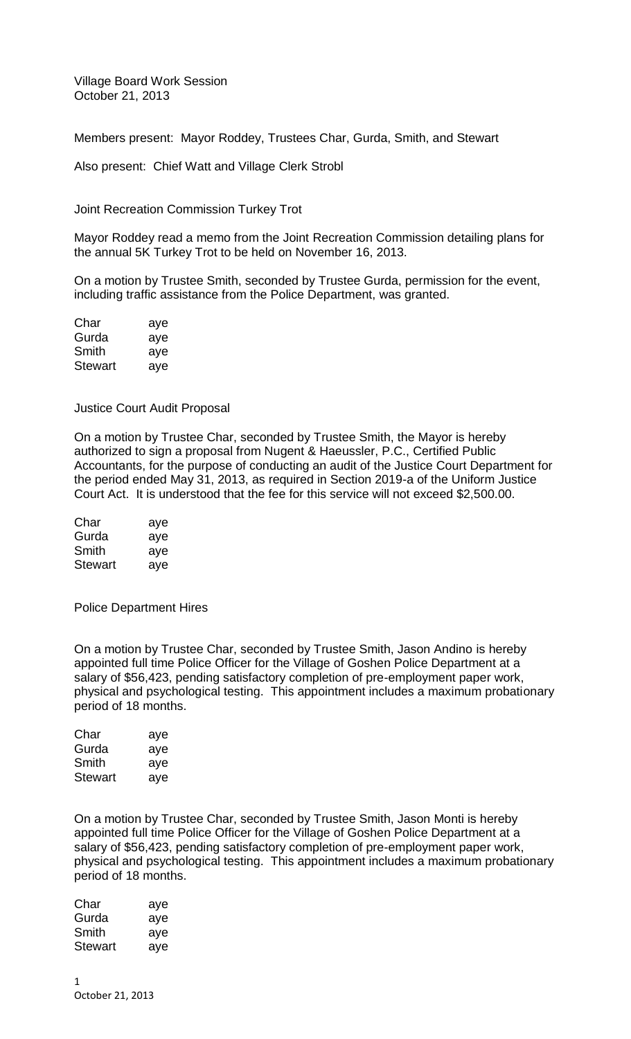Village Board Work Session
October 21, 2013

Members present: Mayor Roddey, Trustees Char, Gurda, Smith, and Stewart

Also present: Chief Watt and Village Clerk Strobl

## Joint Recreation Commission Turkey Trot

Mayor Roddey read a memo from the Joint Recreation Commission detailing plans for the annual 5K Turkey Trot to be held on November 16, 2013.

On a motion by Trustee Smith, seconded by Trustee Gurda, permission for the event, including traffic assistance from the Police Department, was granted.

| | |
|---|---|
| Char | aye |
| Gurda | aye |
| Smith | aye |
| Stewart | aye |

## Justice Court Audit Proposal

On a motion by Trustee Char, seconded by Trustee Smith, the Mayor is hereby authorized to sign a proposal from Nugent & Haeussler, P.C., Certified Public Accountants, for the purpose of conducting an audit of the Justice Court Department for the period ended May 31, 2013, as required in Section 2019-a of the Uniform Justice Court Act. It is understood that the fee for this service will not exceed $2,500.00.

| | |
|---|---|
| Char | aye |
| Gurda | aye |
| Smith | aye |
| Stewart | aye |

## Police Department Hires

On a motion by Trustee Char, seconded by Trustee Smith, Jason Andino is hereby appointed full time Police Officer for the Village of Goshen Police Department at a salary of $56,423, pending satisfactory completion of pre-employment paper work, physical and psychological testing. This appointment includes a maximum probationary period of 18 months.

| | |
|---|---|
| Char | aye |
| Gurda | aye |
| Smith | aye |
| Stewart | aye |

On a motion by Trustee Char, seconded by Trustee Smith, Jason Monti is hereby appointed full time Police Officer for the Village of Goshen Police Department at a salary of $56,423, pending satisfactory completion of pre-employment paper work, physical and psychological testing. This appointment includes a maximum probationary period of 18 months.

| | |
|---|---|
| Char | aye |
| Gurda | aye |
| Smith | aye |
| Stewart | aye |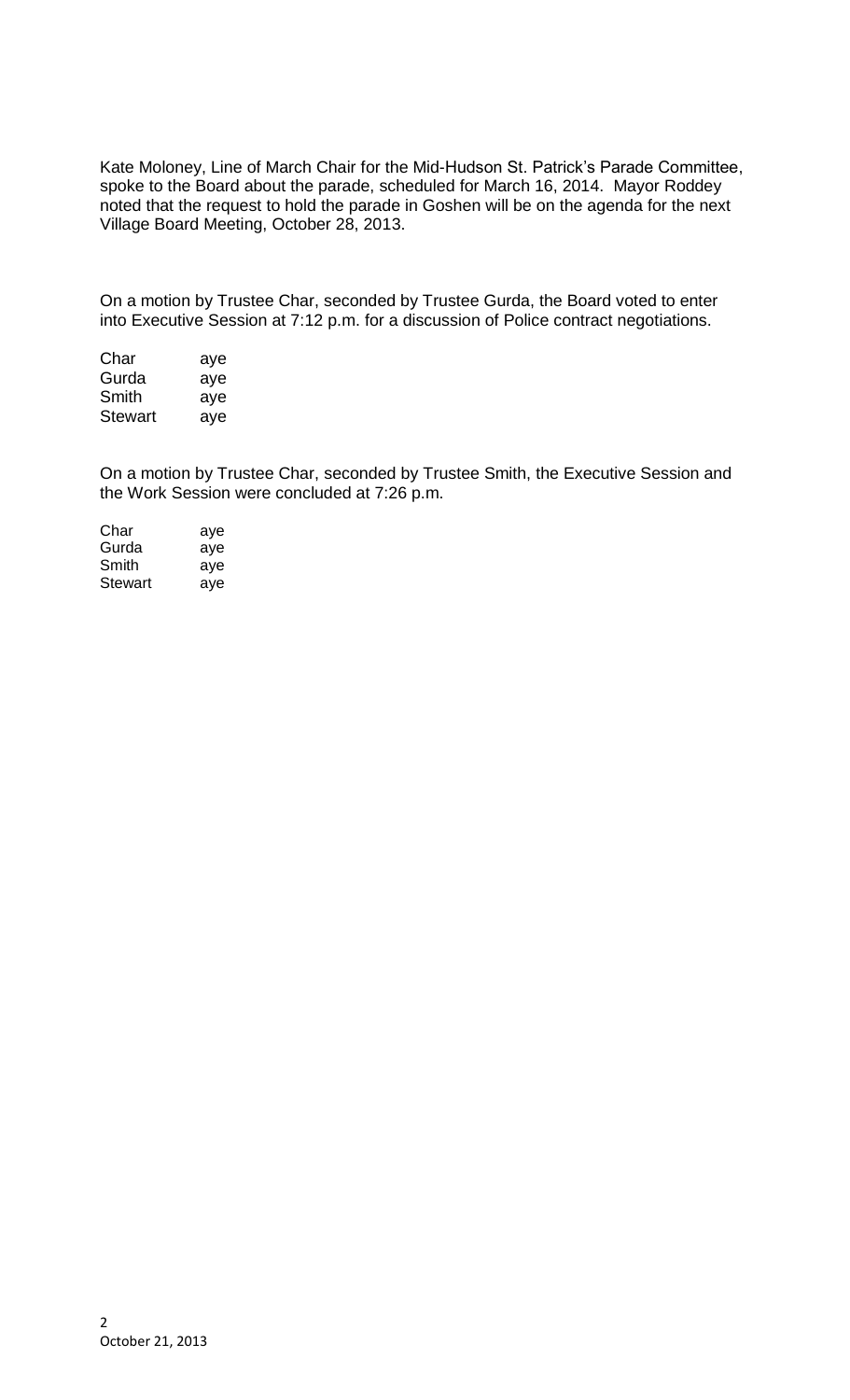Kate Moloney, Line of March Chair for the Mid-Hudson St. Patrick's Parade Committee, spoke to the Board about the parade, scheduled for March 16, 2014. Mayor Roddey noted that the request to hold the parade in Goshen will be on the agenda for the next Village Board Meeting, October 28, 2013.

On a motion by Trustee Char, seconded by Trustee Gurda, the Board voted to enter into Executive Session at 7:12 p.m. for a discussion of Police contract negotiations.

| | |
|---|---|
| Char | aye |
| Gurda | aye |
| Smith | aye |
| Stewart | aye |

On a motion by Trustee Char, seconded by Trustee Smith, the Executive Session and the Work Session were concluded at 7:26 p.m.

| | |
|---|---|
| Char | aye |
| Gurda | aye |
| Smith | aye |
| Stewart | aye |

October 21, 2013